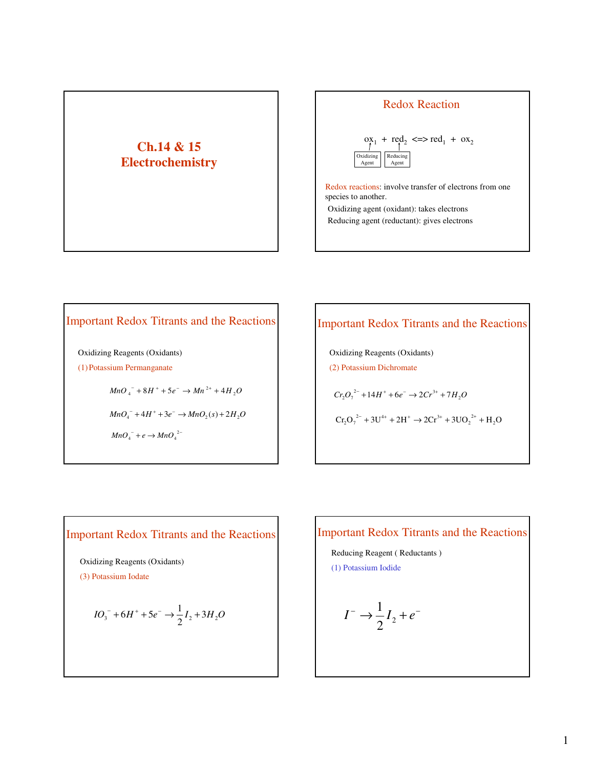# Ch.14 & 15 Electrochemistry

## Redox Reaction

$$ox_1 + red_2 <=> red_1 + ox_2$$

Oxidizing Agent ($ox_1$) — Reducing Agent ($red_2$)

Redox reactions: involve transfer of electrons from one species to another.

Oxidizing agent (oxidant): takes electrons

Reducing agent (reductant): gives electrons

## Important Redox Titrants and the Reactions

Oxidizing Reagents (Oxidants)

(1) Potassium Permanganate

$$MnO_4^- + 8H^+ + 5e^- \rightarrow Mn^{2+} + 4H_2O$$

$$MnO_4^- + 4H^+ + 3e^- \rightarrow MnO_2(s) + 2H_2O$$

$$MnO_4^- + e \rightarrow MnO_4^{2-}$$

## Important Redox Titrants and the Reactions

Oxidizing Reagents (Oxidants)

(2) Potassium Dichromate

$$Cr_2O_7^{2-} + 14H^+ + 6e^- \rightarrow 2Cr^{3+} + 7H_2O$$

$$Cr_2O_7^{2-} + 3U^{4+} + 2H^+ \rightarrow 2Cr^{3+} + 3UO_2^{2+} + H_2O$$

## Important Redox Titrants and the Reactions

Oxidizing Reagents (Oxidants)

(3) Potassium Iodate

$$IO_3^- + 6H^+ + 5e^- \rightarrow \frac{1}{2}I_2 + 3H_2O$$

## Important Redox Titrants and the Reactions

Reducing Reagent ( Reductants )

(1) Potassium Iodide

$$I^- \rightarrow \frac{1}{2}I_2 + e^-$$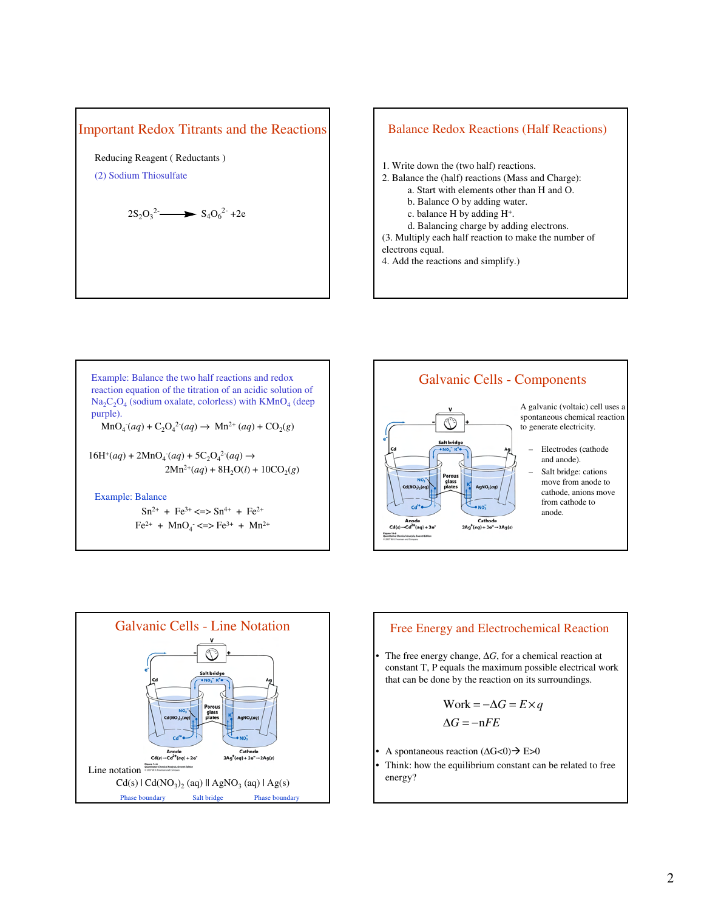## Important Redox Titrants and the Reactions

Reducing Reagent ( Reductants )

(2) Sodium Thiosulfate

$$2S_2O_3^{2-} \longrightarrow S_4O_6^{2-} + 2e$$

## Balance Redox Reactions (Half Reactions)

1. Write down the (two half) reactions.
2. Balance the (half) reactions (Mass and Charge):
   - a. Start with elements other than H and O.
   - b. Balance O by adding water.
   - c. balance H by adding $H^+$.
   - d. Balancing charge by adding electrons.

(3. Multiply each half reaction to make the number of electrons equal.
4. Add the reactions and simplify.)

Example: Balance the two half reactions and redox reaction equation of the titration of an acidic solution of $Na_2C_2O_4$ (sodium oxalate, colorless) with $KMnO_4$ (deep purple).

$$MnO_4^-(aq) + C_2O_4^{2-}(aq) \rightarrow Mn^{2+}(aq) + CO_2(g)$$

$$16H^+(aq) + 2MnO_4^-(aq) + 5C_2O_4^{2-}(aq) \rightarrow 2Mn^{2+}(aq) + 8H_2O(l) + 10CO_2(g)$$

Example: Balance

$$Sn^{2+} + Fe^{3+} \Leftrightarrow Sn^{4+} + Fe^{2+}$$

$$Fe^{2+} + MnO_4^- \Leftrightarrow Fe^{3+} + Mn^{2+}$$

## Galvanic Cells - Components

A galvanic (voltaic) cell uses a spontaneous chemical reaction to generate electricity.

- Electrodes (cathode and anode).
- Salt bridge: cations move from anode to cathode, anions move from cathode to anode.

Anode: $Cd(s) \rightarrow Cd^{2+}(aq) + 2e^-$ Cathode: $2Ag^+(aq) + 2e^- \rightarrow 2Ag(s)$

## Galvanic Cells - Line Notation

Line notation

$$Cd(s) \mid Cd(NO_3)_2\,(aq) \parallel AgNO_3\,(aq) \mid Ag(s)$$

Phase boundary Salt bridge Phase boundary

## Free Energy and Electrochemical Reaction

- The free energy change, $\Delta G$, for a chemical reaction at constant T, P equals the maximum possible electrical work that can be done by the reaction on its surroundings.

$$\text{Work} = -\Delta G = E \times q$$

$$\Delta G = -nFE$$

- A spontaneous reaction ($\Delta G<0$) → $E>0$
- Think: how the equilibrium constant can be related to free energy?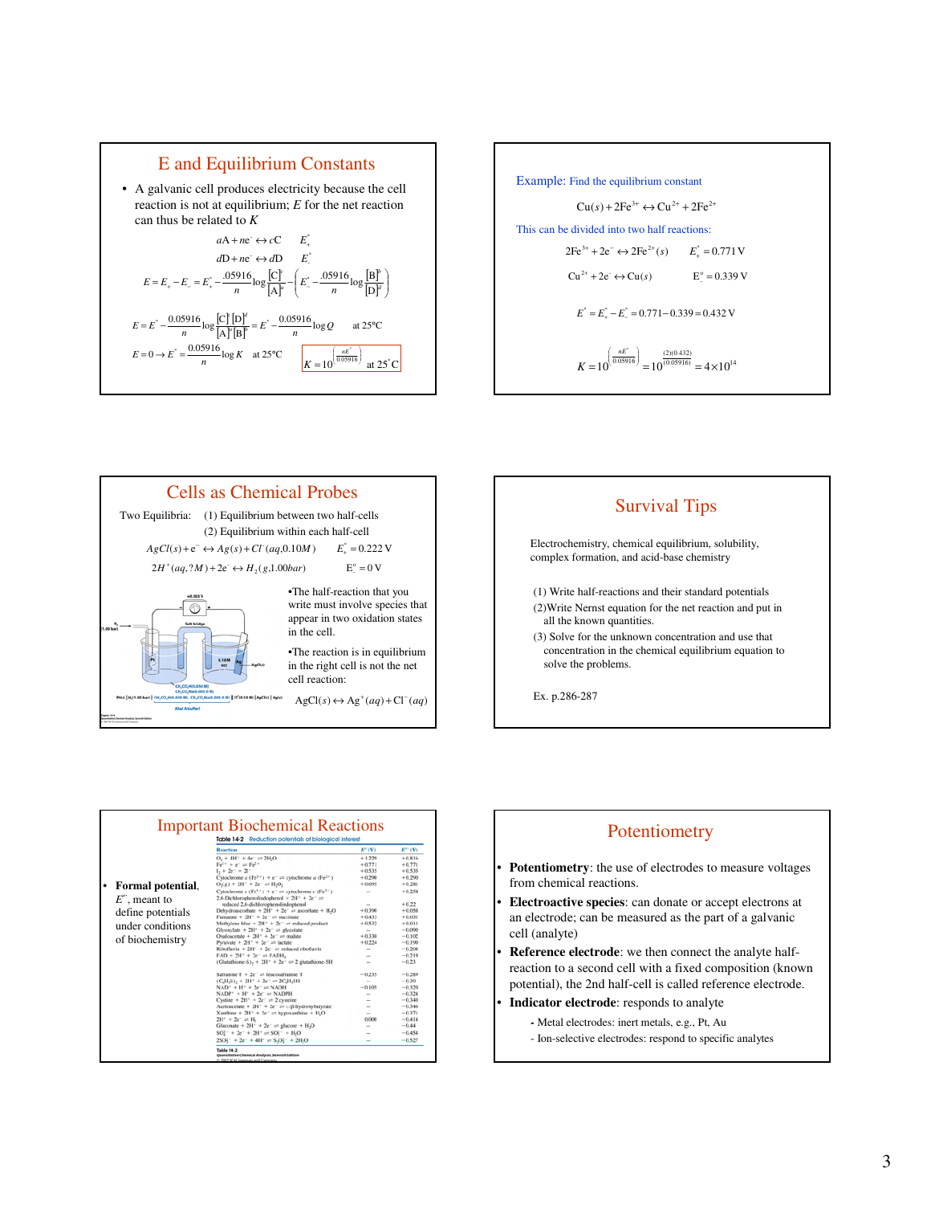## E and Equilibrium Constants

- A galvanic cell produces electricity because the cell reaction is not at equilibrium; $E$ for the net reaction can thus be related to $K$

$$aA + ne^- \leftrightarrow cC \qquad E_+^\circ$$

$$dD + ne^- \leftrightarrow dD \qquad E_-^\circ$$

$$E = E_+ - E_- = E_+^\circ - \frac{.05916}{n}\log\frac{[C]^c}{[A]^a} - \left(E_-^\circ - \frac{.05916}{n}\log\frac{[B]^b}{[D]^d}\right)$$

$$E = E^\circ - \frac{0.05916}{n}\log\frac{[C]^c[D]^d}{[A]^a[B]^b} = E^\circ - \frac{0.05916}{n}\log Q \qquad \text{at } 25°C$$

$$E = 0 \rightarrow E^\circ = \frac{0.05916}{n}\log K \quad \text{at } 25°C \qquad \boxed{K = 10^{\left(\frac{nE^\circ}{0.05916}\right)} \quad \text{at } 25^\circ C}$$

---

Example: Find the equilibrium constant

$$Cu(s) + 2Fe^{3+} \leftrightarrow Cu^{2+} + 2Fe^{2+}$$

This can be divided into two half reactions:

$$2Fe^{3+} + 2e^- \leftrightarrow 2Fe^{2+}(s) \qquad E_+^\circ = 0.771\text{ V}$$

$$Cu^{2+} + 2e^- \leftrightarrow Cu(s) \qquad E_-^\circ = 0.339\text{ V}$$

$$E^\circ = E_+^\circ - E_-^\circ = 0.771 - 0.339 = 0.432\text{ V}$$

$$K = 10^{\left(\frac{nE^\circ}{0.05916}\right)} = 10^{\frac{(2)(0.432)}{(0.05916)}} = 4\times10^{14}$$

---

## Cells as Chemical Probes

Two Equilibria: (1) Equilibrium between two half-cells
(2) Equilibrium within each half-cell

$$AgCl(s) + e^- \leftrightarrow Ag(s) + Cl^-(aq, 0.10M) \qquad E_+^\circ = 0.222\text{ V}$$

$$2H^+(aq, ?M) + 2e^- \leftrightarrow H_2(g, 1.00bar) \qquad E_-^\circ = 0\text{ V}$$

- The half-reaction that you write must involve species that appear in two oxidation states in the cell.
- The reaction is in equilibrium in the right cell is not the net cell reaction:

$$AgCl(s) \leftrightarrow Ag^+(aq) + Cl^-(aq)$$

---

## Survival Tips

Electrochemistry, chemical equilibrium, solubility, complex formation, and acid-base chemistry

(1) Write half-reactions and their standard potentials
(2) Write Nernst equation for the net reaction and put in all the known quantities.
(3) Solve for the unknown concentration and use that concentration in the chemical equilibrium equation to solve the problems.

Ex. p.286-287

---

## Important Biochemical Reactions

- **Formal potential**, $E^{\circ\prime}$, meant to define potentials under conditions of biochemistry

Table 14-2 Reduction potentials of biological interest

| Reaction | $E^\circ$ (V) | $E^{\circ\prime}$ (V) |
|---|---|---|
| $O_2 + 4H^+ + 4e^- \rightleftharpoons 2H_2O$ | +1.229 | +0.816 |
| $Fe^{3+} + e^- \rightleftharpoons Fe^{2+}$ | +0.771 | +0.771 |
| $I_2 + 2e^- \rightleftharpoons 2I^-$ | +0.535 | +0.535 |
| Cytochrome a ($Fe^{3+}$) + $e^-$ ⇌ cytochrome a ($Fe^{2+}$) | +0.290 | +0.290 |
| $O_2(g) + 2H^+ + 2e^- \rightleftharpoons H_2O_2$ | +0.695 | +0.281 |
| Cytochrome c ($Fe^{3+}$) + $e^-$ ⇌ cytochrome c ($Fe^{2+}$) | — | +0.254 |
| 2,6-Dichlorophenolindophenol + $2H^+ + 2e^-$ ⇌ reduced 2,6-dichlorophenolindophenol | — | +0.22 |
| Dehydroascorbate + $2H^+ + 2e^-$ ⇌ ascorbate + $H_2O$ | +0.390 | +0.058 |
| Fumarate + $2H^+ + 2e^-$ ⇌ succinate | +0.433 | +0.031 |
| Methylene blue + $2H^+ + 2e^-$ ⇌ reduced product | +0.532 | +0.011 |
| Glyoxylate + $2H^+ + 2e^-$ ⇌ glycolate | — | −0.090 |
| Oxaloacetate + $2H^+ + 2e^-$ ⇌ malate | +0.330 | −0.102 |
| Pyruvate + $2H^+ + 2e^-$ ⇌ lactate | +0.224 | −0.190 |
| Riboflavin + $2H^+ + 2e^-$ ⇌ reduced riboflavin | — | −0.208 |
| FAD + $2H^+ + 2e^-$ ⇌ $FADH_2$ | — | −0.219 |
| (Glutathione-S)$_2$ + $2H^+ + 2e^-$ ⇌ 2 glutathione-SH | — | −0.23 |
| Safranine T + $2e^-$ ⇌ leucosafranine T | −0.235 | −0.289 |
| $(C_6H_5S)_2 + 2H^+ + 2e^- \rightleftharpoons 2C_6H_5SH$ | — | −0.30 |
| $NAD^+ + H^+ + 2e^- \rightleftharpoons NADH$ | −0.105 | −0.320 |
| $NADP^+ + H^+ + 2e^- \rightleftharpoons NADPH$ | — | −0.324 |
| Cystine + $2H^+ + 2e^-$ ⇌ 2 cysteine | — | −0.340 |
| Acetoacetate + $2H^+ + 2e^-$ ⇌ L-β-hydroxybutyrate | — | −0.346 |
| Xanthine + $2H^+ + 2e^-$ ⇌ hypoxanthine + $H_2O$ | — | −0.371 |
| $2H^+ + 2e^- \rightleftharpoons H_2$ | 0.000 | −0.414 |
| Gluconate + $2H^+ + 2e^-$ ⇌ glucose + $H_2O$ | — | −0.44 |
| $SO_4^{2-} + 2e^- + 2H^+ \rightleftharpoons SO_3^{2-} + H_2O$ | — | −0.454 |
| $2SO_3^{2-} + 2e^- + 4H^+ \rightleftharpoons S_2O_4^{2-} + 2H_2O$ | — | −0.527 |

---

## Potentiometry

- **Potentiometry**: the use of electrodes to measure voltages from chemical reactions.
- **Electroactive species**: can donate or accept electrons at an electrode; can be measured as the part of a galvanic cell (analyte)
- **Reference electrode**: we then connect the analyte half-reaction to a second cell with a fixed composition (known potential), the 2nd half-cell is called reference electrode.
- **Indicator electrode**: responds to analyte
  - Metal electrodes: inert metals, e.g., Pt, Au
  - Ion-selective electrodes: respond to specific analytes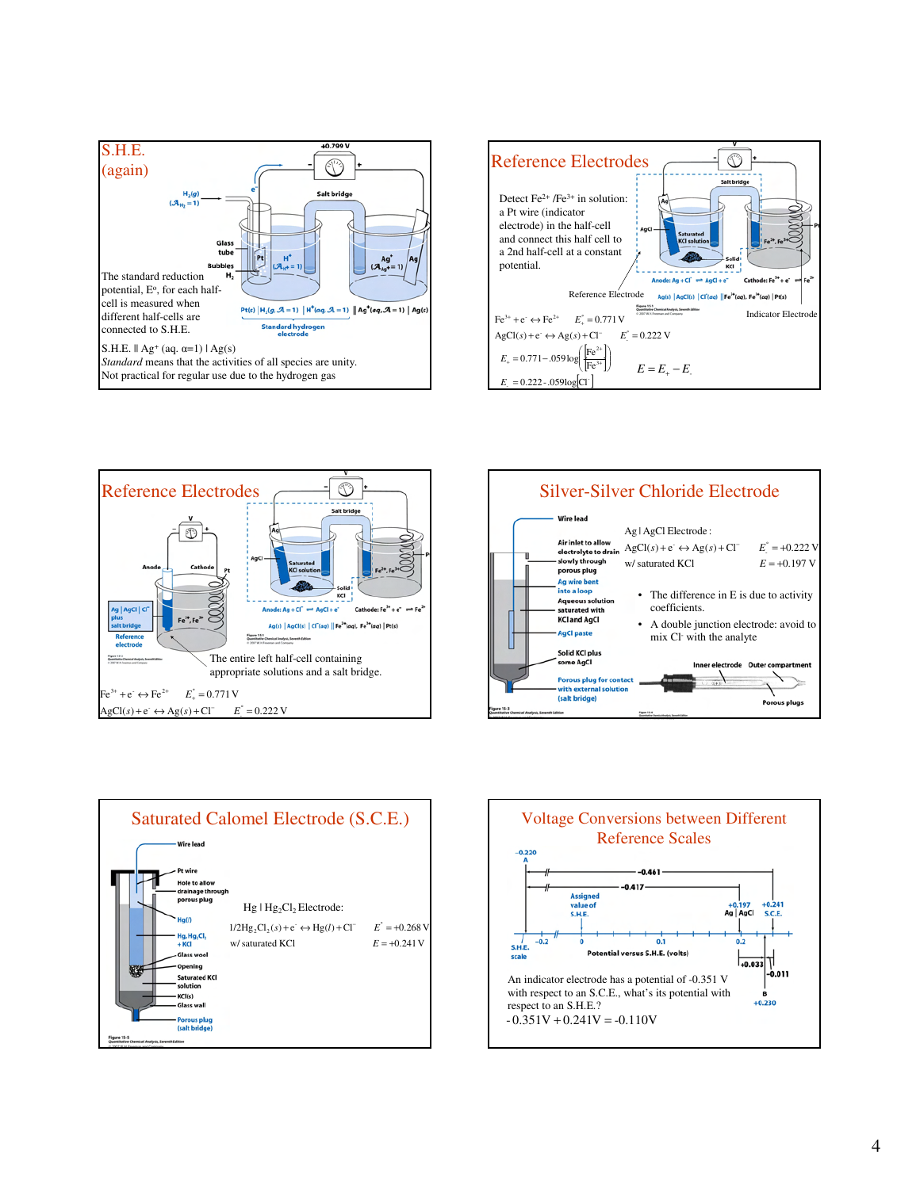# S.H.E. (again)

The standard reduction potential, E°, for each half-cell is measured when different half-cells are connected to S.H.E.

S.H.E. ‖ $Ag^+$ (aq. α=1) | Ag(s)

*Standard* means that the activities of all species are unity.

Not practical for regular use due to the hydrogen gas

# Reference Electrodes

Detect $Fe^{2+}$ /$Fe^{3+}$ in solution: a Pt wire (indicator electrode) in the half-cell and connect this half cell to a 2nd half-cell at a constant potential.

Reference Electrode

Indicator Electrode

$$Fe^{3+} + e^- \leftrightarrow Fe^{2+} \qquad E^\circ_+ = 0.771\text{ V}$$

$$AgCl(s) + e^- \leftrightarrow Ag(s) + Cl^- \qquad E^\circ_- = 0.222\text{ V}$$

$$E_+ = 0.771 - .059\log\left(\frac{[Fe^{2+}]}{[Fe^{3+}]}\right) \qquad E = E_+ - E_-$$

$$E_- = 0.222 - .059\log[Cl^-]$$

# Reference Electrodes

The entire left half-cell containing appropriate solutions and a salt bridge.

$$Fe^{3+} + e^- \leftrightarrow Fe^{2+} \qquad E^\circ_+ = 0.771\text{ V}$$

$$AgCl(s) + e^- \leftrightarrow Ag(s) + Cl^- \qquad E^\circ_- = 0.222\text{ V}$$

# Silver-Silver Chloride Electrode

Ag | AgCl Electrode:

$$AgCl(s) + e^- \leftrightarrow Ag(s) + Cl^- \qquad E^\circ = +0.222\text{ V}$$

w/ saturated KCl $\qquad E = +0.197$ V

- The difference in E is due to activity coefficients.
- A double junction electrode: avoid to mix $Cl^-$ with the analyte

# Saturated Calomel Electrode (S.C.E.)

Hg | $Hg_2Cl_2$ Electrode:

$$1/2Hg_2Cl_2(s) + e^- \leftrightarrow Hg(l) + Cl^- \qquad E^\circ = +0.268\text{ V}$$

w/ saturated KCl $\qquad E = +0.241$ V

# Voltage Conversions between Different Reference Scales

An indicator electrode has a potential of -0.351 V with respect to an S.C.E., what's its potential with respect to an S.H.E.?

$$-0.351\text{V} + 0.241\text{V} = -0.110\text{V}$$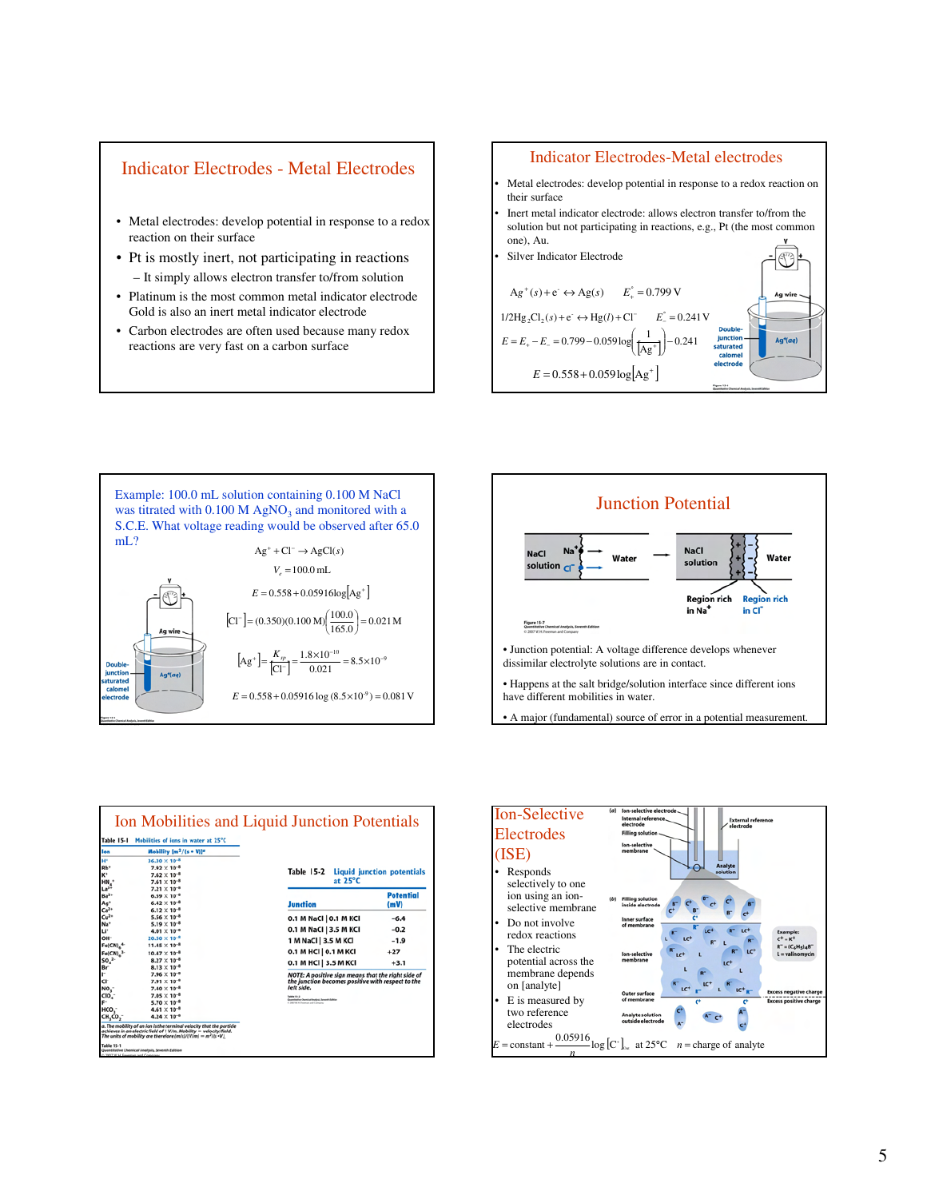## Indicator Electrodes - Metal Electrodes

- Metal electrodes: develop potential in response to a redox reaction on their surface
- Pt is mostly inert, not participating in reactions
  - It simply allows electron transfer to/from solution
- Platinum is the most common metal indicator electrode. Gold is also an inert metal indicator electrode
- Carbon electrodes are often used because many redox reactions are very fast on a carbon surface

## Indicator Electrodes-Metal electrodes

- Metal electrodes: develop potential in response to a redox reaction on their surface
- Inert metal indicator electrode: allows electron transfer to/from the solution but not participating in reactions, e.g., Pt (the most common one), Au.
- Silver Indicator Electrode

$$Ag^+(s) + e^- \leftrightarrow Ag(s) \qquad E_+^\circ = 0.799\ \text{V}$$

$$1/2Hg_2Cl_2(s) + e^- \leftrightarrow Hg(l) + Cl^- \qquad E_-^\circ = 0.241\ \text{V}$$

$$E = E_+ - E_- = 0.799 - 0.059\log\left(\frac{1}{[Ag^+]}\right) - 0.241$$

$$E = 0.558 + 0.059\log[Ag^+]$$

Ag wire; Double-junction saturated calomel electrode; $Ag^+(aq)$

## Example

Example: 100.0 mL solution containing 0.100 M NaCl was titrated with 0.100 M $AgNO_3$ and monitored with a S.C.E. What voltage reading would be observed after 65.0 mL?

$$Ag^+ + Cl^- \rightarrow AgCl(s)$$

$$V_e = 100.0\ \text{mL}$$

$$E = 0.558 + 0.05916\log[Ag^+]$$

$$[Cl^-] = (0.350)(0.100\ \text{M})\left(\frac{100.0}{165.0}\right) = 0.021\ \text{M}$$

$$[Ag^+] = \frac{K_{sp}}{[Cl^-]} = \frac{1.8\times10^{-10}}{0.021} = 8.5\times10^{-9}$$

$$E = 0.558 + 0.05916\log(8.5\times10^{-9}) = 0.081\ \text{V}$$

## Junction Potential

NaCl solution | $Na^+$, $Cl^-$ → Water; NaCl solution | Water — Region rich in $Na^+$; Region rich in $Cl^-$

Figure 15-7

- Junction potential: A voltage difference develops whenever dissimilar electrolyte solutions are in contact.
- Happens at the salt bridge/solution interface since different ions have different mobilities in water.
- A major (fundamental) source of error in a potential measurement.

## Ion Mobilities and Liquid Junction Potentials

**Table 15-1** Mobilities of ions in water at 25°C

| Ion | Mobility $[m^2/(s\cdot V)]^a$ |
|---|---|
| $H^+$ | $36.30\times10^{-8}$ |
| $Rb^+$ | $7.92\times10^{-8}$ |
| $K^+$ | $7.62\times10^{-8}$ |
| $NH_4^+$ | $7.61\times10^{-8}$ |
| $La^{3+}$ | $7.21\times10^{-8}$ |
| $Ba^{2+}$ | $6.59\times10^{-8}$ |
| $Ag^+$ | $6.42\times10^{-8}$ |
| $Ca^{2+}$ | $6.12\times10^{-8}$ |
| $Cu^{2+}$ | $5.56\times10^{-8}$ |
| $Na^+$ | $5.19\times10^{-8}$ |
| $Li^+$ | $4.01\times10^{-8}$ |
| $OH^-$ | $20.50\times10^{-8}$ |
| $Fe(CN)_6^{4-}$ | $11.45\times10^{-8}$ |
| $Fe(CN)_6^{3-}$ | $10.47\times10^{-8}$ |
| $SO_4^{2-}$ | $8.27\times10^{-8}$ |
| $Br^-$ | $8.13\times10^{-8}$ |
| $I^-$ | $7.96\times10^{-8}$ |
| $Cl^-$ | $7.91\times10^{-8}$ |
| $NO_3^-$ | $7.40\times10^{-8}$ |
| $ClO_4^-$ | $7.05\times10^{-8}$ |
| $F^-$ | $5.70\times10^{-8}$ |
| $HCO_3^-$ | $4.61\times10^{-8}$ |
| $CH_3CO_2^-$ | $4.24\times10^{-8}$ |

a. The mobility of an ion is the terminal velocity that the particle achieves in an electric field of 1 V/m. Mobility = velocity/field. The units of mobility are therefore $(m/s)/(V/m) = m^2/(s\cdot V)$.

**Table 15-2** Liquid junction potentials at 25°C

| Junction | Potential (mV) |
|---|---|
| 0.1 M NaCl \| 0.1 M KCl | −6.4 |
| 0.1 M NaCl \| 3.5 M KCl | −0.2 |
| 1 M NaCl \| 3.5 M KCl | −1.9 |
| 0.1 M HCl \| 0.1 M KCl | +27 |
| 0.1 M HCl \| 3.5 M KCl | +3.1 |

NOTE: A positive sign means that the right side of the junction becomes positive with respect to the left side.

## Ion-Selective Electrodes (ISE)

- Responds selectively to one ion using an ion-selective membrane
- Do not involve redox reactions
- The electric potential across the membrane depends on [analyte]
- E is measured by two reference electrodes

$$E = \text{constant} + \frac{0.05916}{n}\log[C^+]_o \quad \text{at } 25^\circ\text{C} \quad n = \text{charge of analyte}$$

(a) Ion-selective electrode; Internal reference electrode; Filling solution; Ion-selective membrane; External reference electrode; Analyte solution. (b) Filling solution inside electrode; Inner surface of membrane; Ion-selective membrane; Outer surface of membrane; Analyte solution outside electrode; Excess negative charge; Excess positive charge. Example: $C^+ = K^+$; $R^- = (C_6H_5)_4B^-$; L = valinomycin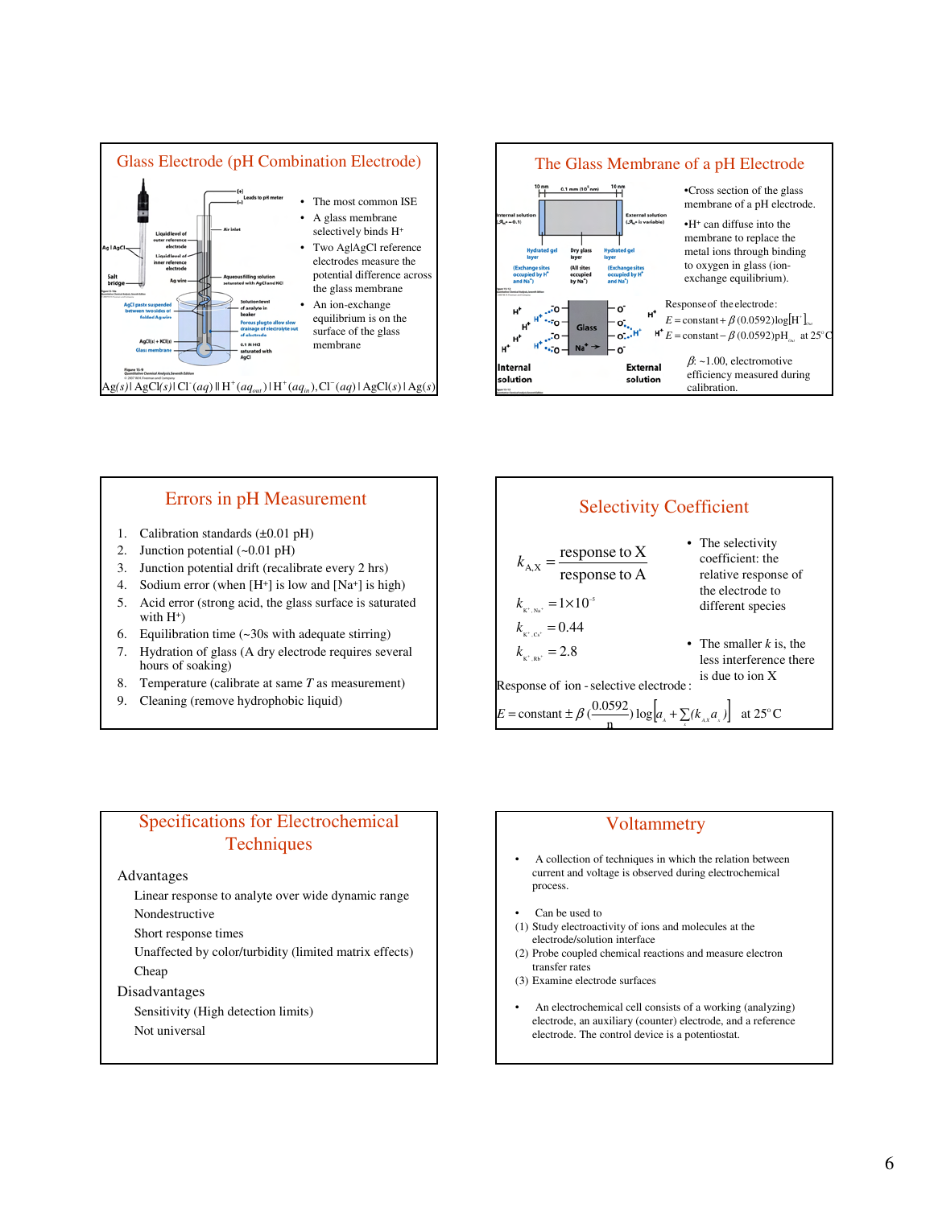## Glass Electrode (pH Combination Electrode)

- The most common ISE
- A glass membrane selectively binds $H^+$
- Two Ag|AgCl reference electrodes measure the potential difference across the glass membrane
- An ion-exchange equilibrium is on the surface of the glass membrane

$Ag(s) | AgCl(s) | Cl^-(aq) \| H^+(aq_{out}) | H^+(aq_{in}), Cl^-(aq) | AgCl(s) | Ag(s)$

## The Glass Membrane of a pH Electrode

- Cross section of the glass membrane of a pH electrode.
- $H^+$ can diffuse into the membrane to replace the metal ions through binding to oxygen in glass (ion-exchange equilibrium).

Response of the electrode:

$$E = \text{constant} + \beta(0.0592)\log[H^+]_{out}$$

$$E = \text{constant} - \beta(0.0592)\text{pH}_{out} \quad \text{at } 25^\circ\text{C}$$

$\beta$: ~1.00, electromotive efficiency measured during calibration.

## Errors in pH Measurement

1. Calibration standards (±0.01 pH)
2. Junction potential (~0.01 pH)
3. Junction potential drift (recalibrate every 2 hrs)
4. Sodium error (when $[H^+]$ is low and $[Na^+]$ is high)
5. Acid error (strong acid, the glass surface is saturated with $H^+$)
6. Equilibration time (~30s with adequate stirring)
7. Hydration of glass (A dry electrode requires several hours of soaking)
8. Temperature (calibrate at same $T$ as measurement)
9. Cleaning (remove hydrophobic liquid)

## Selectivity Coefficient

$$k_{A,X} = \frac{\text{response to X}}{\text{response to A}}$$

$$k_{K^+,Na^+} = 1\times10^{-5}$$

$$k_{K^+,Cs^+} = 0.44$$

$$k_{K^+,Rb^+} = 2.8$$

- The selectivity coefficient: the relative response of the electrode to different species
- The smaller $k$ is, the less interference there is due to ion X

Response of ion-selective electrode:

$$E = \text{constant} \pm \beta\left(\frac{0.0592}{n}\right)\log\left[a_A + \sum_X (k_{A,X}a_X)\right] \quad \text{at } 25^\circ\text{C}$$

## Specifications for Electrochemical Techniques

Advantages

- Linear response to analyte over wide dynamic range
- Nondestructive
- Short response times
- Unaffected by color/turbidity (limited matrix effects)
- Cheap

Disadvantages

- Sensitivity (High detection limits)
- Not universal

## Voltammetry

- A collection of techniques in which the relation between current and voltage is observed during electrochemical process.
- Can be used to
  (1) Study electroactivity of ions and molecules at the electrode/solution interface
  (2) Probe coupled chemical reactions and measure electron transfer rates
  (3) Examine electrode surfaces
- An electrochemical cell consists of a working (analyzing) electrode, an auxiliary (counter) electrode, and a reference electrode. The control device is a potentiostat.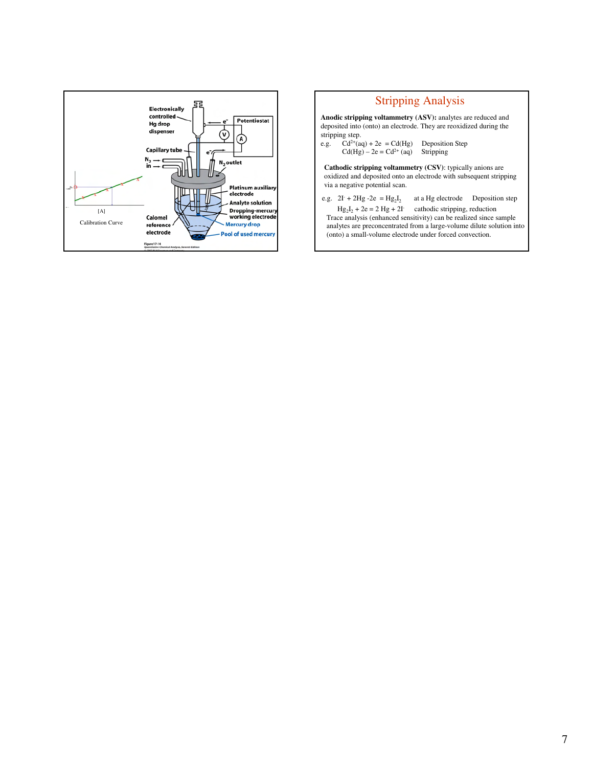Electronically controlled Hg drop dispenser

Capillary tube

$N_2$ in

$N_2$ outlet

Potentiostat

Platinum auxiliary electrode

Analyte solution

Dropping-mercury working electrode

Mercury drop

Pool of used mercury

Calomel reference electrode

Figure 17-14

[A]

Calibration Curve

# Stripping Analysis

**Anodic stripping voltammetry (ASV):** analytes are reduced and deposited into (onto) an electrode. They are reoxidized during the stripping step.

e.g. $Cd^{2+}(aq) + 2e = Cd(Hg)$ Deposition Step

$Cd(Hg) - 2e = Cd^{2+}(aq)$ Stripping

**Cathodic stripping voltammetry (CSV)**: typically anions are oxidized and deposited onto an electrode with subsequent stripping via a negative potential scan.

e.g. $2I^- + 2Hg - 2e = Hg_2I_2$ at a Hg electrode Deposition step

$Hg_2I_2 + 2e = 2\,Hg + 2I^-$ cathodic stripping, reduction

Trace analysis (enhanced sensitivity) can be realized since sample analytes are preconcentrated from a large-volume dilute solution into (onto) a small-volume electrode under forced convection.